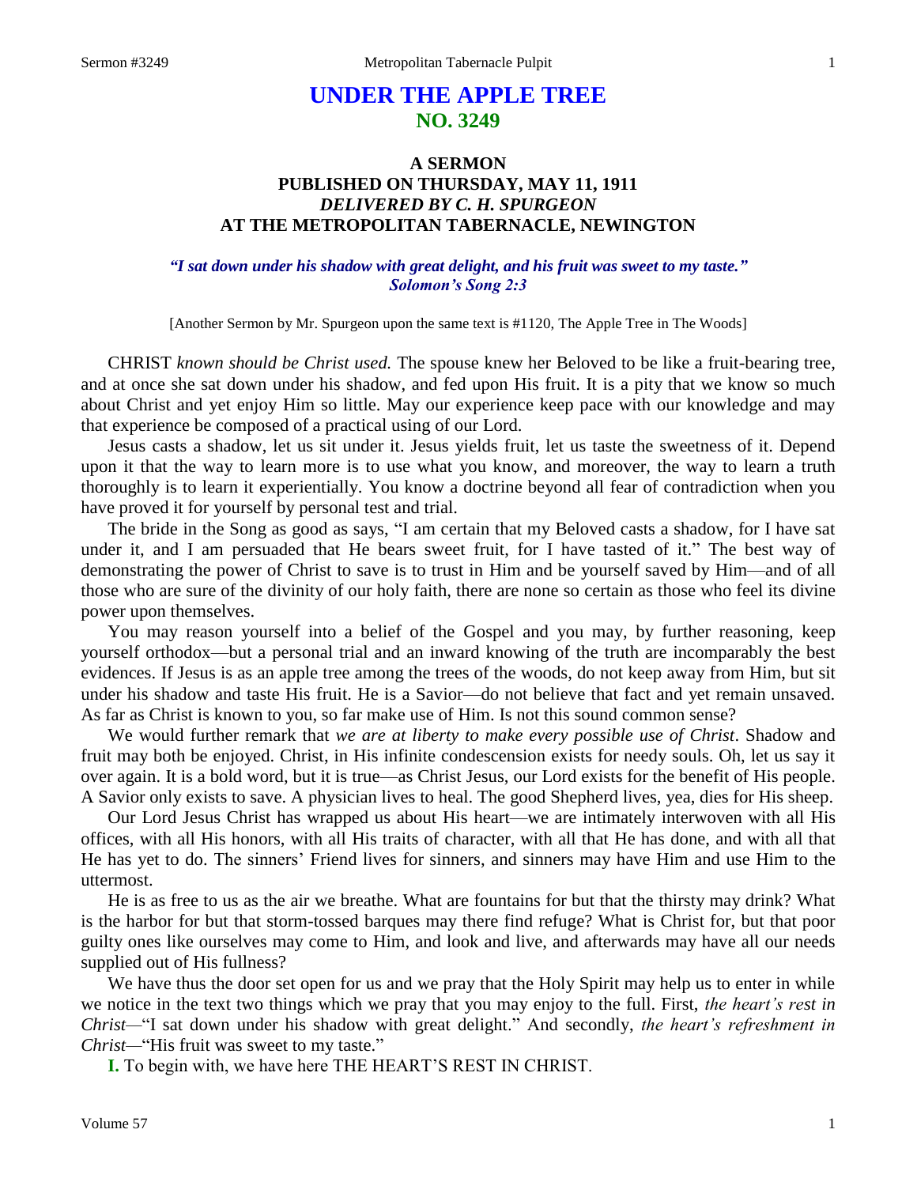# UNDER THE APPLE TREE
## NO. 3249

### A SERMON
### PUBLISHED ON THURSDAY, MAY 11, 1911
### *DELIVERED BY C. H. SPURGEON*
### AT THE METROPOLITAN TABERNACLE, NEWINGTON

***"I sat down under his shadow with great delight, and his fruit was sweet to my taste." Solomon's Song 2:3***

[Another Sermon by Mr. Spurgeon upon the same text is #1120, The Apple Tree in The Woods]

CHRIST *known should be Christ used.* The spouse knew her Beloved to be like a fruit-bearing tree, and at once she sat down under his shadow, and fed upon His fruit. It is a pity that we know so much about Christ and yet enjoy Him so little. May our experience keep pace with our knowledge and may that experience be composed of a practical using of our Lord.

Jesus casts a shadow, let us sit under it. Jesus yields fruit, let us taste the sweetness of it. Depend upon it that the way to learn more is to use what you know, and moreover, the way to learn a truth thoroughly is to learn it experientially. You know a doctrine beyond all fear of contradiction when you have proved it for yourself by personal test and trial.

The bride in the Song as good as says, "I am certain that my Beloved casts a shadow, for I have sat under it, and I am persuaded that He bears sweet fruit, for I have tasted of it." The best way of demonstrating the power of Christ to save is to trust in Him and be yourself saved by Him—and of all those who are sure of the divinity of our holy faith, there are none so certain as those who feel its divine power upon themselves.

You may reason yourself into a belief of the Gospel and you may, by further reasoning, keep yourself orthodox—but a personal trial and an inward knowing of the truth are incomparably the best evidences. If Jesus is as an apple tree among the trees of the woods, do not keep away from Him, but sit under his shadow and taste His fruit. He is a Savior—do not believe that fact and yet remain unsaved. As far as Christ is known to you, so far make use of Him. Is not this sound common sense?

We would further remark that *we are at liberty to make every possible use of Christ*. Shadow and fruit may both be enjoyed. Christ, in His infinite condescension exists for needy souls. Oh, let us say it over again. It is a bold word, but it is true—as Christ Jesus, our Lord exists for the benefit of His people. A Savior only exists to save. A physician lives to heal. The good Shepherd lives, yea, dies for His sheep.

Our Lord Jesus Christ has wrapped us about His heart—we are intimately interwoven with all His offices, with all His honors, with all His traits of character, with all that He has done, and with all that He has yet to do. The sinners' Friend lives for sinners, and sinners may have Him and use Him to the uttermost.

He is as free to us as the air we breathe. What are fountains for but that the thirsty may drink? What is the harbor for but that storm-tossed barques may there find refuge? What is Christ for, but that poor guilty ones like ourselves may come to Him, and look and live, and afterwards may have all our needs supplied out of His fullness?

We have thus the door set open for us and we pray that the Holy Spirit may help us to enter in while we notice in the text two things which we pray that you may enjoy to the full. First, *the heart's rest in Christ*—"I sat down under his shadow with great delight." And secondly, *the heart's refreshment in Christ*—"His fruit was sweet to my taste."

**I.** To begin with, we have here THE HEART'S REST IN CHRIST.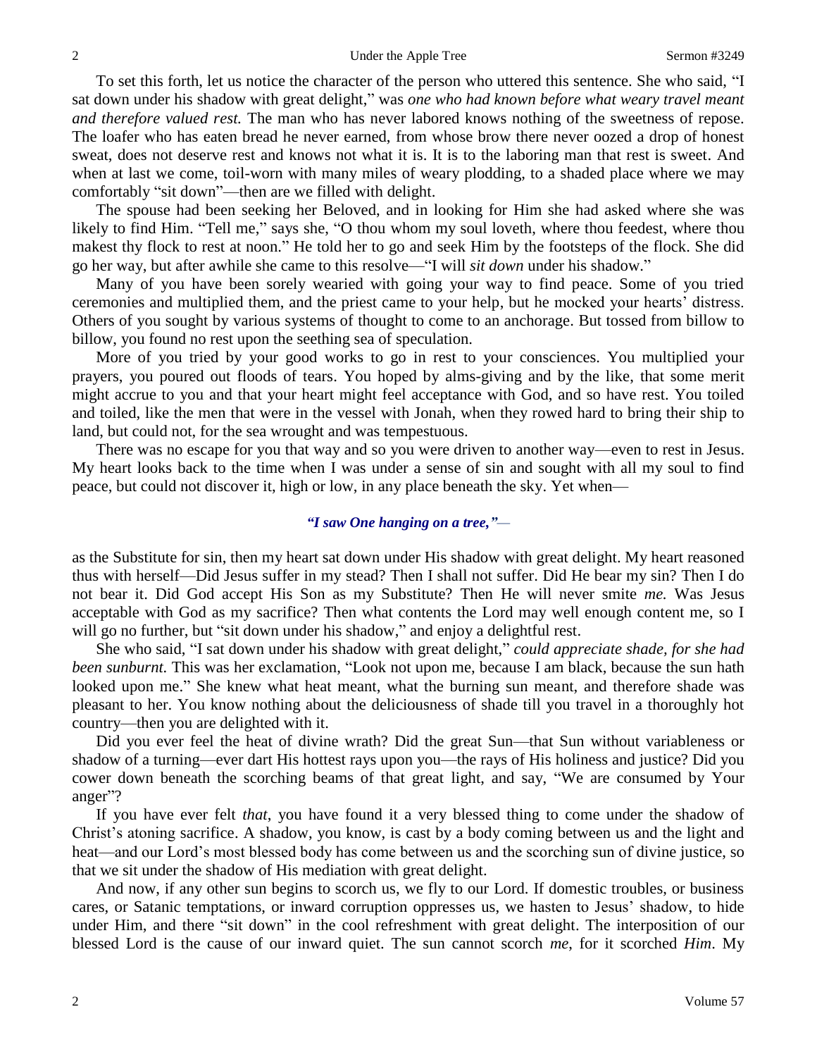To set this forth, let us notice the character of the person who uttered this sentence. She who said, "I sat down under his shadow with great delight," was *one who had known before what weary travel meant and therefore valued rest.* The man who has never labored knows nothing of the sweetness of repose. The loafer who has eaten bread he never earned, from whose brow there never oozed a drop of honest sweat, does not deserve rest and knows not what it is. It is to the laboring man that rest is sweet. And when at last we come, toil-worn with many miles of weary plodding, to a shaded place where we may comfortably "sit down"—then are we filled with delight.

The spouse had been seeking her Beloved, and in looking for Him she had asked where she was likely to find Him. "Tell me," says she, "O thou whom my soul loveth, where thou feedest, where thou makest thy flock to rest at noon." He told her to go and seek Him by the footsteps of the flock. She did go her way, but after awhile she came to this resolve—"I will *sit down* under his shadow."

Many of you have been sorely wearied with going your way to find peace. Some of you tried ceremonies and multiplied them, and the priest came to your help, but he mocked your hearts' distress. Others of you sought by various systems of thought to come to an anchorage. But tossed from billow to billow, you found no rest upon the seething sea of speculation.

More of you tried by your good works to go in rest to your consciences. You multiplied your prayers, you poured out floods of tears. You hoped by alms-giving and by the like, that some merit might accrue to you and that your heart might feel acceptance with God, and so have rest. You toiled and toiled, like the men that were in the vessel with Jonah, when they rowed hard to bring their ship to land, but could not, for the sea wrought and was tempestuous.

There was no escape for you that way and so you were driven to another way—even to rest in Jesus. My heart looks back to the time when I was under a sense of sin and sought with all my soul to find peace, but could not discover it, high or low, in any place beneath the sky. Yet when—

*"I saw One hanging on a tree,"—*

as the Substitute for sin, then my heart sat down under His shadow with great delight. My heart reasoned thus with herself—Did Jesus suffer in my stead? Then I shall not suffer. Did He bear my sin? Then I do not bear it. Did God accept His Son as my Substitute? Then He will never smite *me.* Was Jesus acceptable with God as my sacrifice? Then what contents the Lord may well enough content me, so I will go no further, but "sit down under his shadow," and enjoy a delightful rest.

She who said, "I sat down under his shadow with great delight," *could appreciate shade, for she had been sunburnt.* This was her exclamation, "Look not upon me, because I am black, because the sun hath looked upon me." She knew what heat meant, what the burning sun meant, and therefore shade was pleasant to her. You know nothing about the deliciousness of shade till you travel in a thoroughly hot country—then you are delighted with it.

Did you ever feel the heat of divine wrath? Did the great Sun—that Sun without variableness or shadow of a turning—ever dart His hottest rays upon you—the rays of His holiness and justice? Did you cower down beneath the scorching beams of that great light, and say, "We are consumed by Your anger"?

If you have ever felt *that*, you have found it a very blessed thing to come under the shadow of Christ's atoning sacrifice. A shadow, you know, is cast by a body coming between us and the light and heat—and our Lord's most blessed body has come between us and the scorching sun of divine justice, so that we sit under the shadow of His mediation with great delight.

And now, if any other sun begins to scorch us, we fly to our Lord. If domestic troubles, or business cares, or Satanic temptations, or inward corruption oppresses us, we hasten to Jesus' shadow, to hide under Him, and there "sit down" in the cool refreshment with great delight. The interposition of our blessed Lord is the cause of our inward quiet. The sun cannot scorch *me*, for it scorched *Him*. My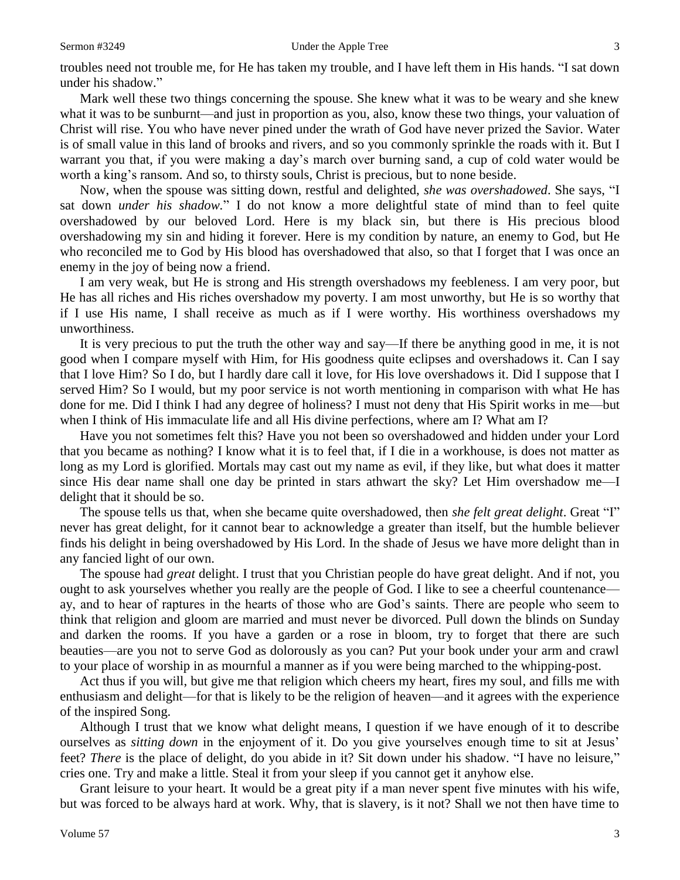troubles need not trouble me, for He has taken my trouble, and I have left them in His hands. "I sat down under his shadow."

Mark well these two things concerning the spouse. She knew what it was to be weary and she knew what it was to be sunburnt—and just in proportion as you, also, know these two things, your valuation of Christ will rise. You who have never pined under the wrath of God have never prized the Savior. Water is of small value in this land of brooks and rivers, and so you commonly sprinkle the roads with it. But I warrant you that, if you were making a day's march over burning sand, a cup of cold water would be worth a king's ransom. And so, to thirsty souls, Christ is precious, but to none beside.

Now, when the spouse was sitting down, restful and delighted, *she was overshadowed*. She says, "I sat down *under his shadow.*" I do not know a more delightful state of mind than to feel quite overshadowed by our beloved Lord. Here is my black sin, but there is His precious blood overshadowing my sin and hiding it forever. Here is my condition by nature, an enemy to God, but He who reconciled me to God by His blood has overshadowed that also, so that I forget that I was once an enemy in the joy of being now a friend.

I am very weak, but He is strong and His strength overshadows my feebleness. I am very poor, but He has all riches and His riches overshadow my poverty. I am most unworthy, but He is so worthy that if I use His name, I shall receive as much as if I were worthy. His worthiness overshadows my unworthiness.

It is very precious to put the truth the other way and say—If there be anything good in me, it is not good when I compare myself with Him, for His goodness quite eclipses and overshadows it. Can I say that I love Him? So I do, but I hardly dare call it love, for His love overshadows it. Did I suppose that I served Him? So I would, but my poor service is not worth mentioning in comparison with what He has done for me. Did I think I had any degree of holiness? I must not deny that His Spirit works in me—but when I think of His immaculate life and all His divine perfections, where am I? What am I?

Have you not sometimes felt this? Have you not been so overshadowed and hidden under your Lord that you became as nothing? I know what it is to feel that, if I die in a workhouse, is does not matter as long as my Lord is glorified. Mortals may cast out my name as evil, if they like, but what does it matter since His dear name shall one day be printed in stars athwart the sky? Let Him overshadow me—I delight that it should be so.

The spouse tells us that, when she became quite overshadowed, then *she felt great delight*. Great "I" never has great delight, for it cannot bear to acknowledge a greater than itself, but the humble believer finds his delight in being overshadowed by His Lord. In the shade of Jesus we have more delight than in any fancied light of our own.

The spouse had *great* delight. I trust that you Christian people do have great delight. And if not, you ought to ask yourselves whether you really are the people of God. I like to see a cheerful countenance—ay, and to hear of raptures in the hearts of those who are God's saints. There are people who seem to think that religion and gloom are married and must never be divorced. Pull down the blinds on Sunday and darken the rooms. If you have a garden or a rose in bloom, try to forget that there are such beauties—are you not to serve God as dolorously as you can? Put your book under your arm and crawl to your place of worship in as mournful a manner as if you were being marched to the whipping-post.

Act thus if you will, but give me that religion which cheers my heart, fires my soul, and fills me with enthusiasm and delight—for that is likely to be the religion of heaven—and it agrees with the experience of the inspired Song.

Although I trust that we know what delight means, I question if we have enough of it to describe ourselves as *sitting down* in the enjoyment of it. Do you give yourselves enough time to sit at Jesus' feet? *There* is the place of delight, do you abide in it? Sit down under his shadow. "I have no leisure," cries one. Try and make a little. Steal it from your sleep if you cannot get it anyhow else.

Grant leisure to your heart. It would be a great pity if a man never spent five minutes with his wife, but was forced to be always hard at work. Why, that is slavery, is it not? Shall we not then have time to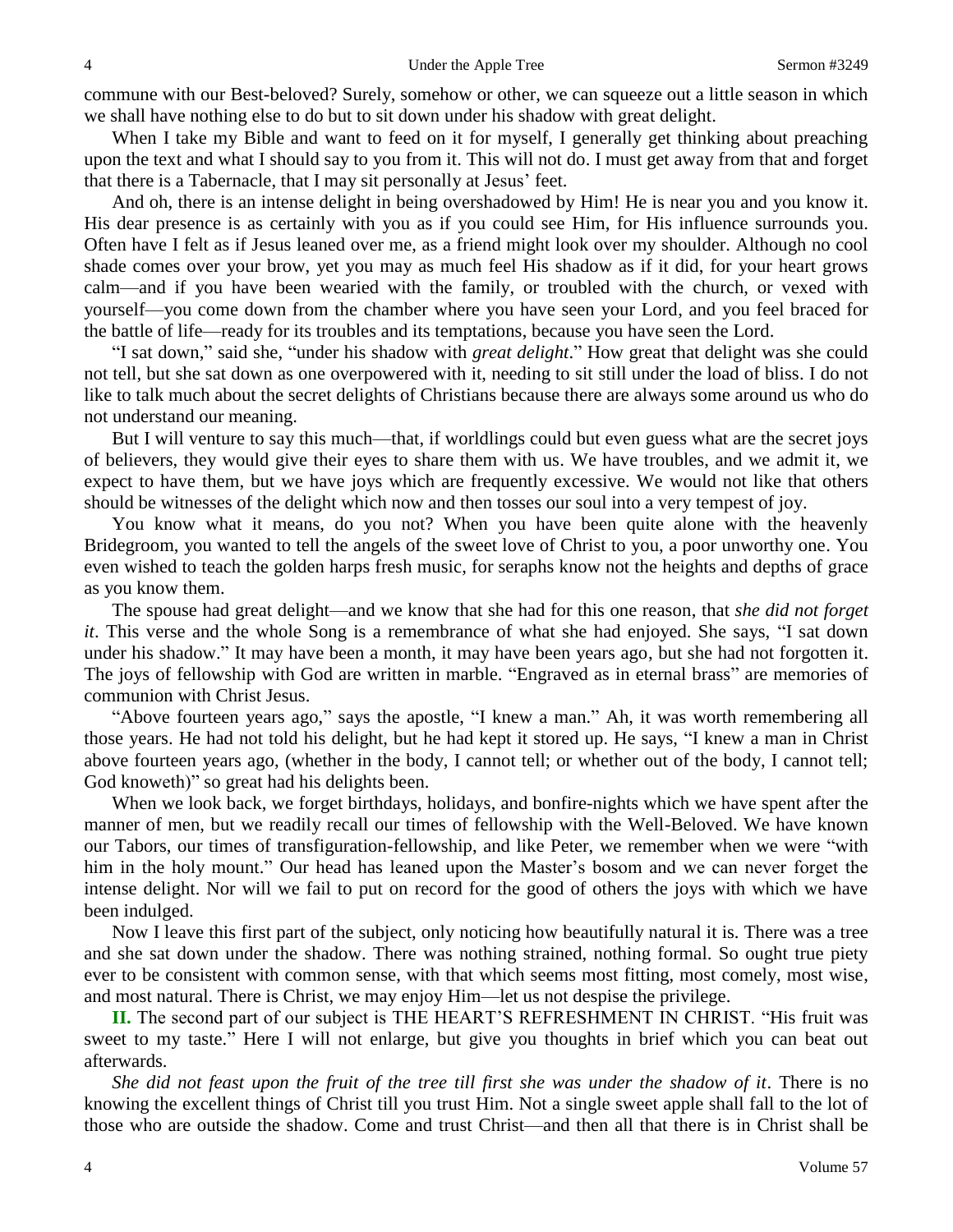commune with our Best-beloved? Surely, somehow or other, we can squeeze out a little season in which we shall have nothing else to do but to sit down under his shadow with great delight.

When I take my Bible and want to feed on it for myself, I generally get thinking about preaching upon the text and what I should say to you from it. This will not do. I must get away from that and forget that there is a Tabernacle, that I may sit personally at Jesus' feet.

And oh, there is an intense delight in being overshadowed by Him! He is near you and you know it. His dear presence is as certainly with you as if you could see Him, for His influence surrounds you. Often have I felt as if Jesus leaned over me, as a friend might look over my shoulder. Although no cool shade comes over your brow, yet you may as much feel His shadow as if it did, for your heart grows calm—and if you have been wearied with the family, or troubled with the church, or vexed with yourself—you come down from the chamber where you have seen your Lord, and you feel braced for the battle of life—ready for its troubles and its temptations, because you have seen the Lord.

"I sat down," said she, "under his shadow with *great delight*." How great that delight was she could not tell, but she sat down as one overpowered with it, needing to sit still under the load of bliss. I do not like to talk much about the secret delights of Christians because there are always some around us who do not understand our meaning.

But I will venture to say this much—that, if worldlings could but even guess what are the secret joys of believers, they would give their eyes to share them with us. We have troubles, and we admit it, we expect to have them, but we have joys which are frequently excessive. We would not like that others should be witnesses of the delight which now and then tosses our soul into a very tempest of joy.

You know what it means, do you not? When you have been quite alone with the heavenly Bridegroom, you wanted to tell the angels of the sweet love of Christ to you, a poor unworthy one. You even wished to teach the golden harps fresh music, for seraphs know not the heights and depths of grace as you know them.

The spouse had great delight—and we know that she had for this one reason, that *she did not forget it*. This verse and the whole Song is a remembrance of what she had enjoyed. She says, "I sat down under his shadow." It may have been a month, it may have been years ago, but she had not forgotten it. The joys of fellowship with God are written in marble. "Engraved as in eternal brass" are memories of communion with Christ Jesus.

"Above fourteen years ago," says the apostle, "I knew a man." Ah, it was worth remembering all those years. He had not told his delight, but he had kept it stored up. He says, "I knew a man in Christ above fourteen years ago, (whether in the body, I cannot tell; or whether out of the body, I cannot tell; God knoweth)" so great had his delights been.

When we look back, we forget birthdays, holidays, and bonfire-nights which we have spent after the manner of men, but we readily recall our times of fellowship with the Well-Beloved. We have known our Tabors, our times of transfiguration-fellowship, and like Peter, we remember when we were "with him in the holy mount." Our head has leaned upon the Master's bosom and we can never forget the intense delight. Nor will we fail to put on record for the good of others the joys with which we have been indulged.

Now I leave this first part of the subject, only noticing how beautifully natural it is. There was a tree and she sat down under the shadow. There was nothing strained, nothing formal. So ought true piety ever to be consistent with common sense, with that which seems most fitting, most comely, most wise, and most natural. There is Christ, we may enjoy Him—let us not despise the privilege.

**II.** The second part of our subject is THE HEART'S REFRESHMENT IN CHRIST. "His fruit was sweet to my taste." Here I will not enlarge, but give you thoughts in brief which you can beat out afterwards.

*She did not feast upon the fruit of the tree till first she was under the shadow of it*. There is no knowing the excellent things of Christ till you trust Him. Not a single sweet apple shall fall to the lot of those who are outside the shadow. Come and trust Christ—and then all that there is in Christ shall be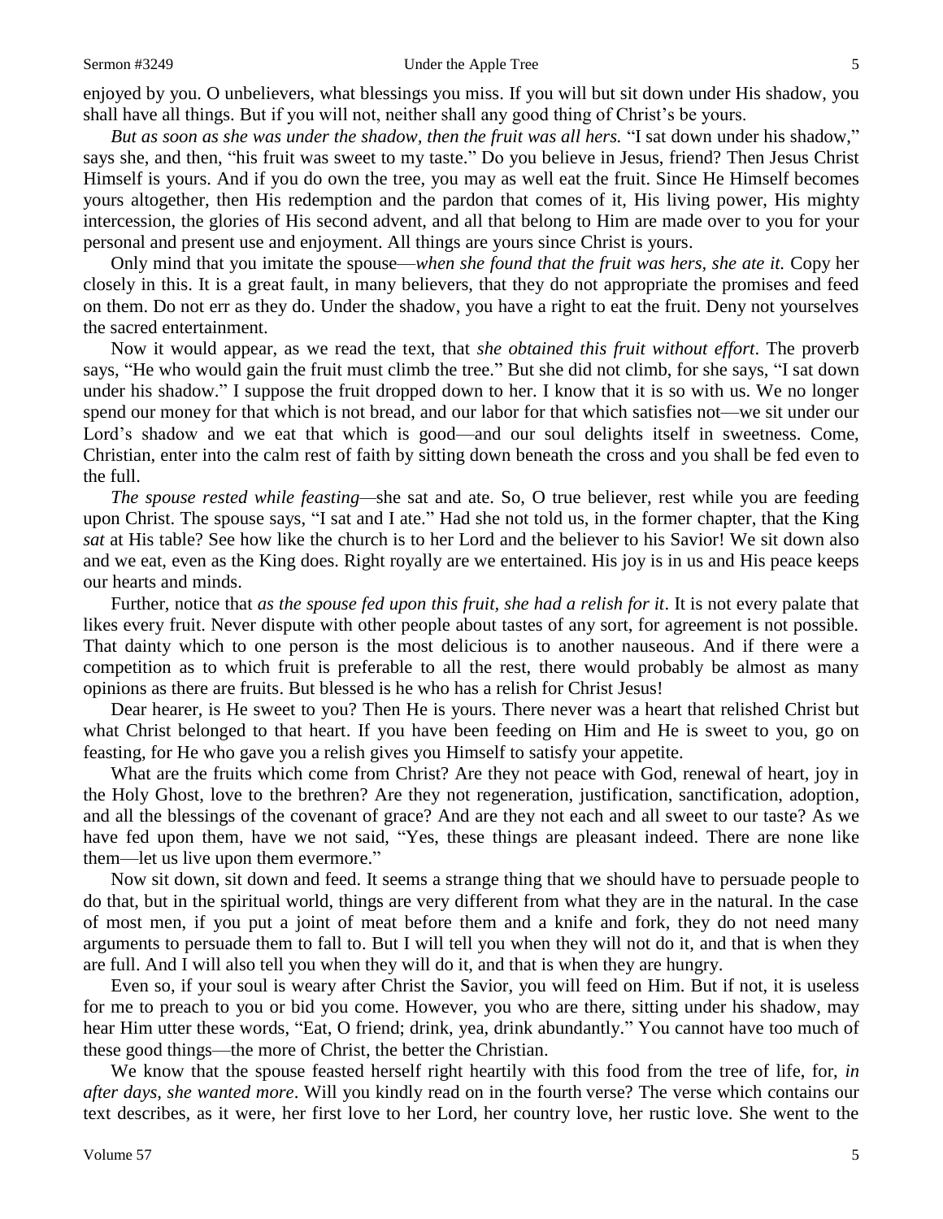enjoyed by you. O unbelievers, what blessings you miss. If you will but sit down under His shadow, you shall have all things. But if you will not, neither shall any good thing of Christ's be yours.

*But as soon as she was under the shadow, then the fruit was all hers.* "I sat down under his shadow," says she, and then, "his fruit was sweet to my taste." Do you believe in Jesus, friend? Then Jesus Christ Himself is yours. And if you do own the tree, you may as well eat the fruit. Since He Himself becomes yours altogether, then His redemption and the pardon that comes of it, His living power, His mighty intercession, the glories of His second advent, and all that belong to Him are made over to you for your personal and present use and enjoyment. All things are yours since Christ is yours.

Only mind that you imitate the spouse—*when she found that the fruit was hers, she ate it.* Copy her closely in this. It is a great fault, in many believers, that they do not appropriate the promises and feed on them. Do not err as they do. Under the shadow, you have a right to eat the fruit. Deny not yourselves the sacred entertainment.

Now it would appear, as we read the text, that *she obtained this fruit without effort*. The proverb says, "He who would gain the fruit must climb the tree." But she did not climb, for she says, "I sat down under his shadow." I suppose the fruit dropped down to her. I know that it is so with us. We no longer spend our money for that which is not bread, and our labor for that which satisfies not—we sit under our Lord's shadow and we eat that which is good—and our soul delights itself in sweetness. Come, Christian, enter into the calm rest of faith by sitting down beneath the cross and you shall be fed even to the full.

*The spouse rested while feasting*—she sat and ate. So, O true believer, rest while you are feeding upon Christ. The spouse says, "I sat and I ate." Had she not told us, in the former chapter, that the King *sat* at His table? See how like the church is to her Lord and the believer to his Savior! We sit down also and we eat, even as the King does. Right royally are we entertained. His joy is in us and His peace keeps our hearts and minds.

Further, notice that *as the spouse fed upon this fruit, she had a relish for it*. It is not every palate that likes every fruit. Never dispute with other people about tastes of any sort, for agreement is not possible. That dainty which to one person is the most delicious is to another nauseous. And if there were a competition as to which fruit is preferable to all the rest, there would probably be almost as many opinions as there are fruits. But blessed is he who has a relish for Christ Jesus!

Dear hearer, is He sweet to you? Then He is yours. There never was a heart that relished Christ but what Christ belonged to that heart. If you have been feeding on Him and He is sweet to you, go on feasting, for He who gave you a relish gives you Himself to satisfy your appetite.

What are the fruits which come from Christ? Are they not peace with God, renewal of heart, joy in the Holy Ghost, love to the brethren? Are they not regeneration, justification, sanctification, adoption, and all the blessings of the covenant of grace? And are they not each and all sweet to our taste? As we have fed upon them, have we not said, "Yes, these things are pleasant indeed. There are none like them—let us live upon them evermore."

Now sit down, sit down and feed. It seems a strange thing that we should have to persuade people to do that, but in the spiritual world, things are very different from what they are in the natural. In the case of most men, if you put a joint of meat before them and a knife and fork, they do not need many arguments to persuade them to fall to. But I will tell you when they will not do it, and that is when they are full. And I will also tell you when they will do it, and that is when they are hungry.

Even so, if your soul is weary after Christ the Savior, you will feed on Him. But if not, it is useless for me to preach to you or bid you come. However, you who are there, sitting under his shadow, may hear Him utter these words, "Eat, O friend; drink, yea, drink abundantly." You cannot have too much of these good things—the more of Christ, the better the Christian.

We know that the spouse feasted herself right heartily with this food from the tree of life, for, *in after days, she wanted more*. Will you kindly read on in the fourth verse? The verse which contains our text describes, as it were, her first love to her Lord, her country love, her rustic love. She went to the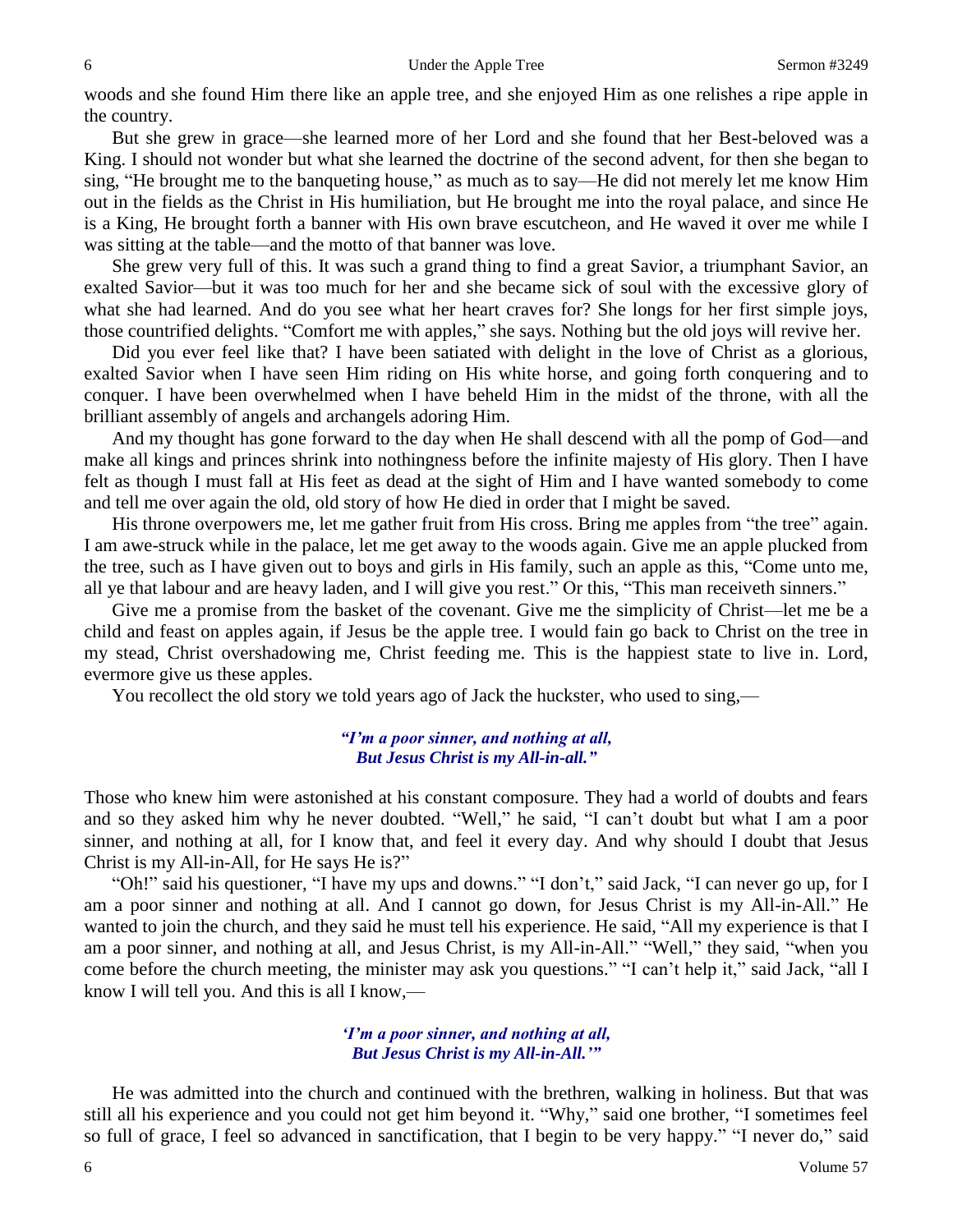woods and she found Him there like an apple tree, and she enjoyed Him as one relishes a ripe apple in the country.

But she grew in grace—she learned more of her Lord and she found that her Best-beloved was a King. I should not wonder but what she learned the doctrine of the second advent, for then she began to sing, "He brought me to the banqueting house," as much as to say—He did not merely let me know Him out in the fields as the Christ in His humiliation, but He brought me into the royal palace, and since He is a King, He brought forth a banner with His own brave escutcheon, and He waved it over me while I was sitting at the table—and the motto of that banner was love.

She grew very full of this. It was such a grand thing to find a great Savior, a triumphant Savior, an exalted Savior—but it was too much for her and she became sick of soul with the excessive glory of what she had learned. And do you see what her heart craves for? She longs for her first simple joys, those countrified delights. "Comfort me with apples," she says. Nothing but the old joys will revive her.

Did you ever feel like that? I have been satiated with delight in the love of Christ as a glorious, exalted Savior when I have seen Him riding on His white horse, and going forth conquering and to conquer. I have been overwhelmed when I have beheld Him in the midst of the throne, with all the brilliant assembly of angels and archangels adoring Him.

And my thought has gone forward to the day when He shall descend with all the pomp of God—and make all kings and princes shrink into nothingness before the infinite majesty of His glory. Then I have felt as though I must fall at His feet as dead at the sight of Him and I have wanted somebody to come and tell me over again the old, old story of how He died in order that I might be saved.

His throne overpowers me, let me gather fruit from His cross. Bring me apples from "the tree" again. I am awe-struck while in the palace, let me get away to the woods again. Give me an apple plucked from the tree, such as I have given out to boys and girls in His family, such an apple as this, "Come unto me, all ye that labour and are heavy laden, and I will give you rest." Or this, "This man receiveth sinners."

Give me a promise from the basket of the covenant. Give me the simplicity of Christ—let me be a child and feast on apples again, if Jesus be the apple tree. I would fain go back to Christ on the tree in my stead, Christ overshadowing me, Christ feeding me. This is the happiest state to live in. Lord, evermore give us these apples.

You recollect the old story we told years ago of Jack the huckster, who used to sing,—

*"I'm a poor sinner, and nothing at all,*
*But Jesus Christ is my All-in-all."*

Those who knew him were astonished at his constant composure. They had a world of doubts and fears and so they asked him why he never doubted. "Well," he said, "I can't doubt but what I am a poor sinner, and nothing at all, for I know that, and feel it every day. And why should I doubt that Jesus Christ is my All-in-All, for He says He is?"

"Oh!" said his questioner, "I have my ups and downs." "I don't," said Jack, "I can never go up, for I am a poor sinner and nothing at all. And I cannot go down, for Jesus Christ is my All-in-All." He wanted to join the church, and they said he must tell his experience. He said, "All my experience is that I am a poor sinner, and nothing at all, and Jesus Christ, is my All-in-All." "Well," they said, "when you come before the church meeting, the minister may ask you questions." "I can't help it," said Jack, "all I know I will tell you. And this is all I know,—

*'I'm a poor sinner, and nothing at all,*
*But Jesus Christ is my All-in-All.'"*

He was admitted into the church and continued with the brethren, walking in holiness. But that was still all his experience and you could not get him beyond it. "Why," said one brother, "I sometimes feel so full of grace, I feel so advanced in sanctification, that I begin to be very happy." "I never do," said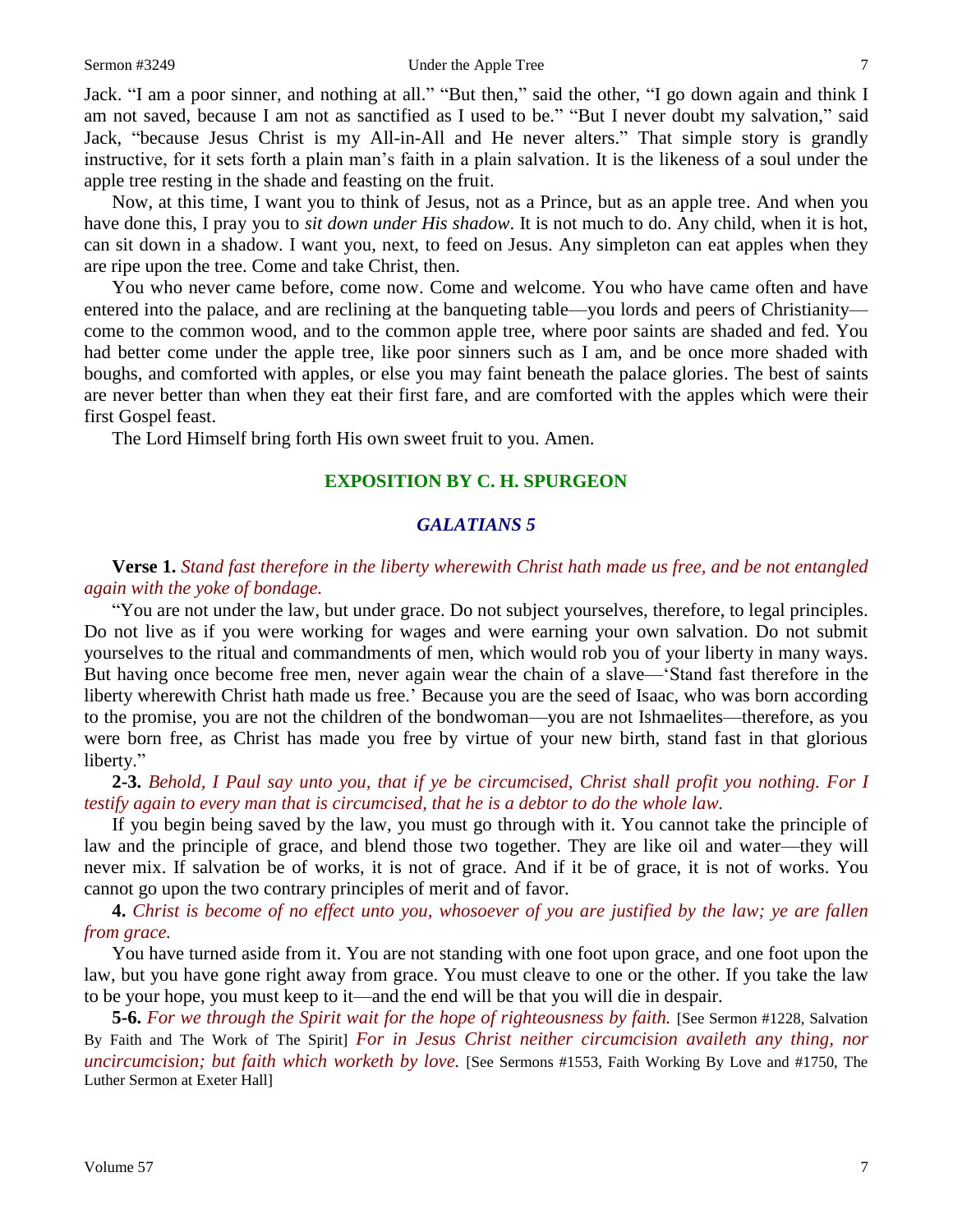Jack. "I am a poor sinner, and nothing at all." "But then," said the other, "I go down again and think I am not saved, because I am not as sanctified as I used to be." "But I never doubt my salvation," said Jack, "because Jesus Christ is my All-in-All and He never alters." That simple story is grandly instructive, for it sets forth a plain man's faith in a plain salvation. It is the likeness of a soul under the apple tree resting in the shade and feasting on the fruit.

Now, at this time, I want you to think of Jesus, not as a Prince, but as an apple tree. And when you have done this, I pray you to *sit down under His shadow*. It is not much to do. Any child, when it is hot, can sit down in a shadow. I want you, next, to feed on Jesus. Any simpleton can eat apples when they are ripe upon the tree. Come and take Christ, then.

You who never came before, come now. Come and welcome. You who have came often and have entered into the palace, and are reclining at the banqueting table—you lords and peers of Christianity—come to the common wood, and to the common apple tree, where poor saints are shaded and fed. You had better come under the apple tree, like poor sinners such as I am, and be once more shaded with boughs, and comforted with apples, or else you may faint beneath the palace glories. The best of saints are never better than when they eat their first fare, and are comforted with the apples which were their first Gospel feast.

The Lord Himself bring forth His own sweet fruit to you. Amen.

## EXPOSITION BY C. H. SPURGEON

### *GALATIANS 5*

**Verse 1.** *Stand fast therefore in the liberty wherewith Christ hath made us free, and be not entangled again with the yoke of bondage.*

"You are not under the law, but under grace. Do not subject yourselves, therefore, to legal principles. Do not live as if you were working for wages and were earning your own salvation. Do not submit yourselves to the ritual and commandments of men, which would rob you of your liberty in many ways. But having once become free men, never again wear the chain of a slave—'Stand fast therefore in the liberty wherewith Christ hath made us free.' Because you are the seed of Isaac, who was born according to the promise, you are not the children of the bondwoman—you are not Ishmaelites—therefore, as you were born free, as Christ has made you free by virtue of your new birth, stand fast in that glorious liberty."

**2-3.** *Behold, I Paul say unto you, that if ye be circumcised, Christ shall profit you nothing. For I testify again to every man that is circumcised, that he is a debtor to do the whole law.*

If you begin being saved by the law, you must go through with it. You cannot take the principle of law and the principle of grace, and blend those two together. They are like oil and water—they will never mix. If salvation be of works, it is not of grace. And if it be of grace, it is not of works. You cannot go upon the two contrary principles of merit and of favor.

**4.** *Christ is become of no effect unto you, whosoever of you are justified by the law; ye are fallen from grace.*

You have turned aside from it. You are not standing with one foot upon grace, and one foot upon the law, but you have gone right away from grace. You must cleave to one or the other. If you take the law to be your hope, you must keep to it—and the end will be that you will die in despair.

**5-6.** *For we through the Spirit wait for the hope of righteousness by faith.* [See Sermon #1228, Salvation By Faith and The Work of The Spirit] *For in Jesus Christ neither circumcision availeth any thing, nor uncircumcision; but faith which worketh by love.* [See Sermons #1553, Faith Working By Love and #1750, The Luther Sermon at Exeter Hall]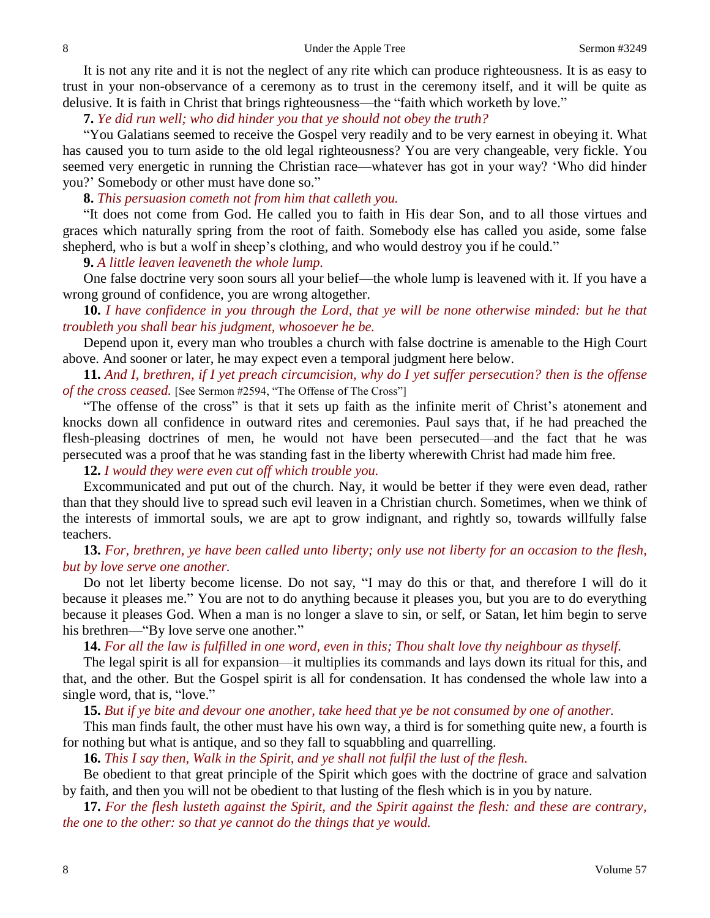It is not any rite and it is not the neglect of any rite which can produce righteousness. It is as easy to trust in your non-observance of a ceremony as to trust in the ceremony itself, and it will be quite as delusive. It is faith in Christ that brings righteousness—the "faith which worketh by love."

**7.** *Ye did run well; who did hinder you that ye should not obey the truth?*

"You Galatians seemed to receive the Gospel very readily and to be very earnest in obeying it. What has caused you to turn aside to the old legal righteousness? You are very changeable, very fickle. You seemed very energetic in running the Christian race—whatever has got in your way? 'Who did hinder you?' Somebody or other must have done so."

**8.** *This persuasion cometh not from him that calleth you.*

"It does not come from God. He called you to faith in His dear Son, and to all those virtues and graces which naturally spring from the root of faith. Somebody else has called you aside, some false shepherd, who is but a wolf in sheep's clothing, and who would destroy you if he could."

**9.** *A little leaven leaveneth the whole lump.*

One false doctrine very soon sours all your belief—the whole lump is leavened with it. If you have a wrong ground of confidence, you are wrong altogether.

**10.** *I have confidence in you through the Lord, that ye will be none otherwise minded: but he that troubleth you shall bear his judgment, whosoever he be.*

Depend upon it, every man who troubles a church with false doctrine is amenable to the High Court above. And sooner or later, he may expect even a temporal judgment here below.

**11.** *And I, brethren, if I yet preach circumcision, why do I yet suffer persecution? then is the offense of the cross ceased.* [See Sermon #2594, "The Offense of The Cross"]

"The offense of the cross" is that it sets up faith as the infinite merit of Christ's atonement and knocks down all confidence in outward rites and ceremonies. Paul says that, if he had preached the flesh-pleasing doctrines of men, he would not have been persecuted—and the fact that he was persecuted was a proof that he was standing fast in the liberty wherewith Christ had made him free.

**12.** *I would they were even cut off which trouble you.*

Excommunicated and put out of the church. Nay, it would be better if they were even dead, rather than that they should live to spread such evil leaven in a Christian church. Sometimes, when we think of the interests of immortal souls, we are apt to grow indignant, and rightly so, towards willfully false teachers.

**13.** *For, brethren, ye have been called unto liberty; only use not liberty for an occasion to the flesh, but by love serve one another.*

Do not let liberty become license. Do not say, "I may do this or that, and therefore I will do it because it pleases me." You are not to do anything because it pleases you, but you are to do everything because it pleases God. When a man is no longer a slave to sin, or self, or Satan, let him begin to serve his brethren—"By love serve one another."

**14.** *For all the law is fulfilled in one word, even in this; Thou shalt love thy neighbour as thyself.*

The legal spirit is all for expansion—it multiplies its commands and lays down its ritual for this, and that, and the other. But the Gospel spirit is all for condensation. It has condensed the whole law into a single word, that is, "love."

**15.** *But if ye bite and devour one another, take heed that ye be not consumed by one of another.*

This man finds fault, the other must have his own way, a third is for something quite new, a fourth is for nothing but what is antique, and so they fall to squabbling and quarrelling.

**16.** *This I say then, Walk in the Spirit, and ye shall not fulfil the lust of the flesh.*

Be obedient to that great principle of the Spirit which goes with the doctrine of grace and salvation by faith, and then you will not be obedient to that lusting of the flesh which is in you by nature.

**17.** *For the flesh lusteth against the Spirit, and the Spirit against the flesh: and these are contrary, the one to the other: so that ye cannot do the things that ye would.*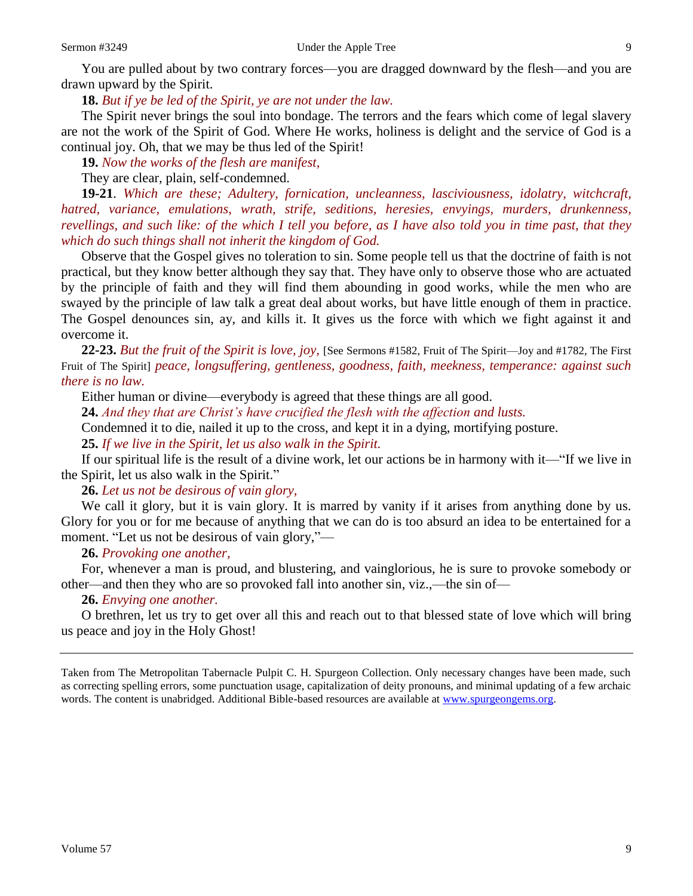You are pulled about by two contrary forces—you are dragged downward by the flesh—and you are drawn upward by the Spirit.

**18.** *But if ye be led of the Spirit, ye are not under the law.*

The Spirit never brings the soul into bondage. The terrors and the fears which come of legal slavery are not the work of the Spirit of God. Where He works, holiness is delight and the service of God is a continual joy. Oh, that we may be thus led of the Spirit!

**19.** *Now the works of the flesh are manifest,*

They are clear, plain, self-condemned.

**19-21**. *Which are these; Adultery, fornication, uncleanness, lasciviousness, idolatry, witchcraft, hatred, variance, emulations, wrath, strife, seditions, heresies, envyings, murders, drunkenness, revellings, and such like: of the which I tell you before, as I have also told you in time past, that they which do such things shall not inherit the kingdom of God.*

Observe that the Gospel gives no toleration to sin. Some people tell us that the doctrine of faith is not practical, but they know better although they say that. They have only to observe those who are actuated by the principle of faith and they will find them abounding in good works, while the men who are swayed by the principle of law talk a great deal about works, but have little enough of them in practice. The Gospel denounces sin, ay, and kills it. It gives us the force with which we fight against it and overcome it.

**22-23.** *But the fruit of the Spirit is love, joy,* [See Sermons #1582, Fruit of The Spirit—Joy and #1782, The First Fruit of The Spirit] *peace, longsuffering, gentleness, goodness, faith, meekness, temperance: against such there is no law.*

Either human or divine—everybody is agreed that these things are all good.

**24.** *And they that are Christ's have crucified the flesh with the affection and lusts.*

Condemned it to die, nailed it up to the cross, and kept it in a dying, mortifying posture.

**25.** *If we live in the Spirit, let us also walk in the Spirit.*

If our spiritual life is the result of a divine work, let our actions be in harmony with it—"If we live in the Spirit, let us also walk in the Spirit."

**26.** *Let us not be desirous of vain glory,*

We call it glory, but it is vain glory. It is marred by vanity if it arises from anything done by us. Glory for you or for me because of anything that we can do is too absurd an idea to be entertained for a moment. "Let us not be desirous of vain glory,"—

**26.** *Provoking one another,*

For, whenever a man is proud, and blustering, and vainglorious, he is sure to provoke somebody or other—and then they who are so provoked fall into another sin, viz.,—the sin of—

**26.** *Envying one another.*

O brethren, let us try to get over all this and reach out to that blessed state of love which will bring us peace and joy in the Holy Ghost!

---

Taken from The Metropolitan Tabernacle Pulpit C. H. Spurgeon Collection. Only necessary changes have been made, such as correcting spelling errors, some punctuation usage, capitalization of deity pronouns, and minimal updating of a few archaic words. The content is unabridged. Additional Bible-based resources are available at www.spurgeongems.org.